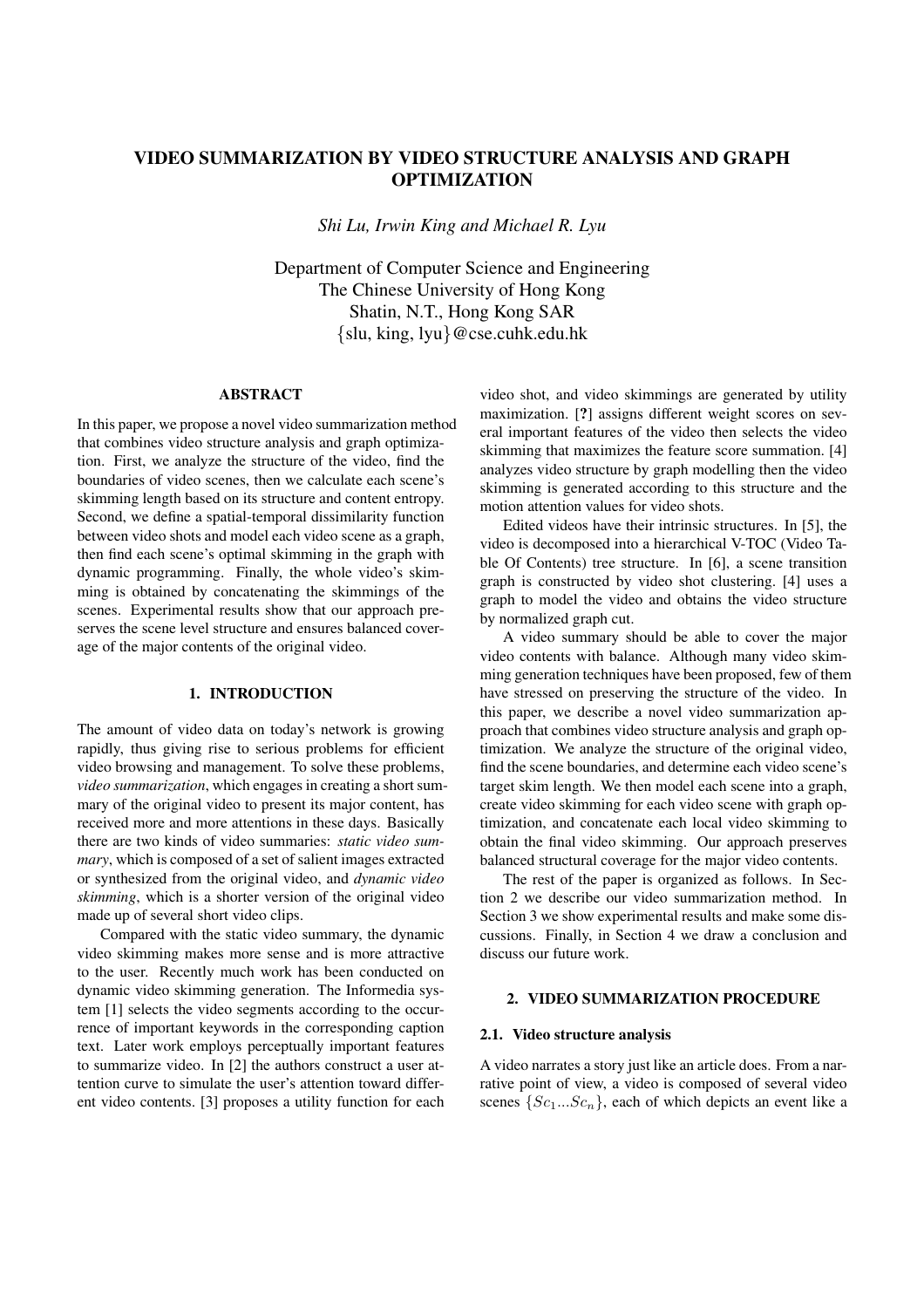# VIDEO SUMMARIZATION BY VIDEO STRUCTURE ANALYSIS AND GRAPH OPTIMIZATION

*Shi Lu, Irwin King and Michael R. Lyu*

Department of Computer Science and Engineering
The Chinese University of Hong Kong
Shatin, N.T., Hong Kong SAR
{slu, king, lyu}@cse.cuhk.edu.hk

## ABSTRACT

In this paper, we propose a novel video summarization method that combines video structure analysis and graph optimization. First, we analyze the structure of the video, find the boundaries of video scenes, then we calculate each scene's skimming length based on its structure and content entropy. Second, we define a spatial-temporal dissimilarity function between video shots and model each video scene as a graph, then find each scene's optimal skimming in the graph with dynamic programming. Finally, the whole video's skimming is obtained by concatenating the skimmings of the scenes. Experimental results show that our approach preserves the scene level structure and ensures balanced coverage of the major contents of the original video.

## 1. INTRODUCTION

The amount of video data on today's network is growing rapidly, thus giving rise to serious problems for efficient video browsing and management. To solve these problems, *video summarization*, which engages in creating a short summary of the original video to present its major content, has received more and more attentions in these days. Basically there are two kinds of video summaries: *static video summary*, which is composed of a set of salient images extracted or synthesized from the original video, and *dynamic video skimming*, which is a shorter version of the original video made up of several short video clips.

Compared with the static video summary, the dynamic video skimming makes more sense and is more attractive to the user. Recently much work has been conducted on dynamic video skimming generation. The Informedia system [1] selects the video segments according to the occurrence of important keywords in the corresponding caption text. Later work employs perceptually important features to summarize video. In [2] the authors construct a user attention curve to simulate the user's attention toward different video contents. [3] proposes a utility function for each video shot, and video skimmings are generated by utility maximization. [?] assigns different weight scores on several important features of the video then selects the video skimming that maximizes the feature score summation. [4] analyzes video structure by graph modelling then the video skimming is generated according to this structure and the motion attention values for video shots.

Edited videos have their intrinsic structures. In [5], the video is decomposed into a hierarchical V-TOC (Video Table Of Contents) tree structure. In [6], a scene transition graph is constructed by video shot clustering. [4] uses a graph to model the video and obtains the video structure by normalized graph cut.

A video summary should be able to cover the major video contents with balance. Although many video skimming generation techniques have been proposed, few of them have stressed on preserving the structure of the video. In this paper, we describe a novel video summarization approach that combines video structure analysis and graph optimization. We analyze the structure of the original video, find the scene boundaries, and determine each video scene's target skim length. We then model each scene into a graph, create video skimming for each video scene with graph optimization, and concatenate each local video skimming to obtain the final video skimming. Our approach preserves balanced structural coverage for the major video contents.

The rest of the paper is organized as follows. In Section 2 we describe our video summarization method. In Section 3 we show experimental results and make some discussions. Finally, in Section 4 we draw a conclusion and discuss our future work.

## 2. VIDEO SUMMARIZATION PROCEDURE

### 2.1. Video structure analysis

A video narrates a story just like an article does. From a narrative point of view, a video is composed of several video scenes $\{Sc_1...Sc_n\}$, each of which depicts an event like a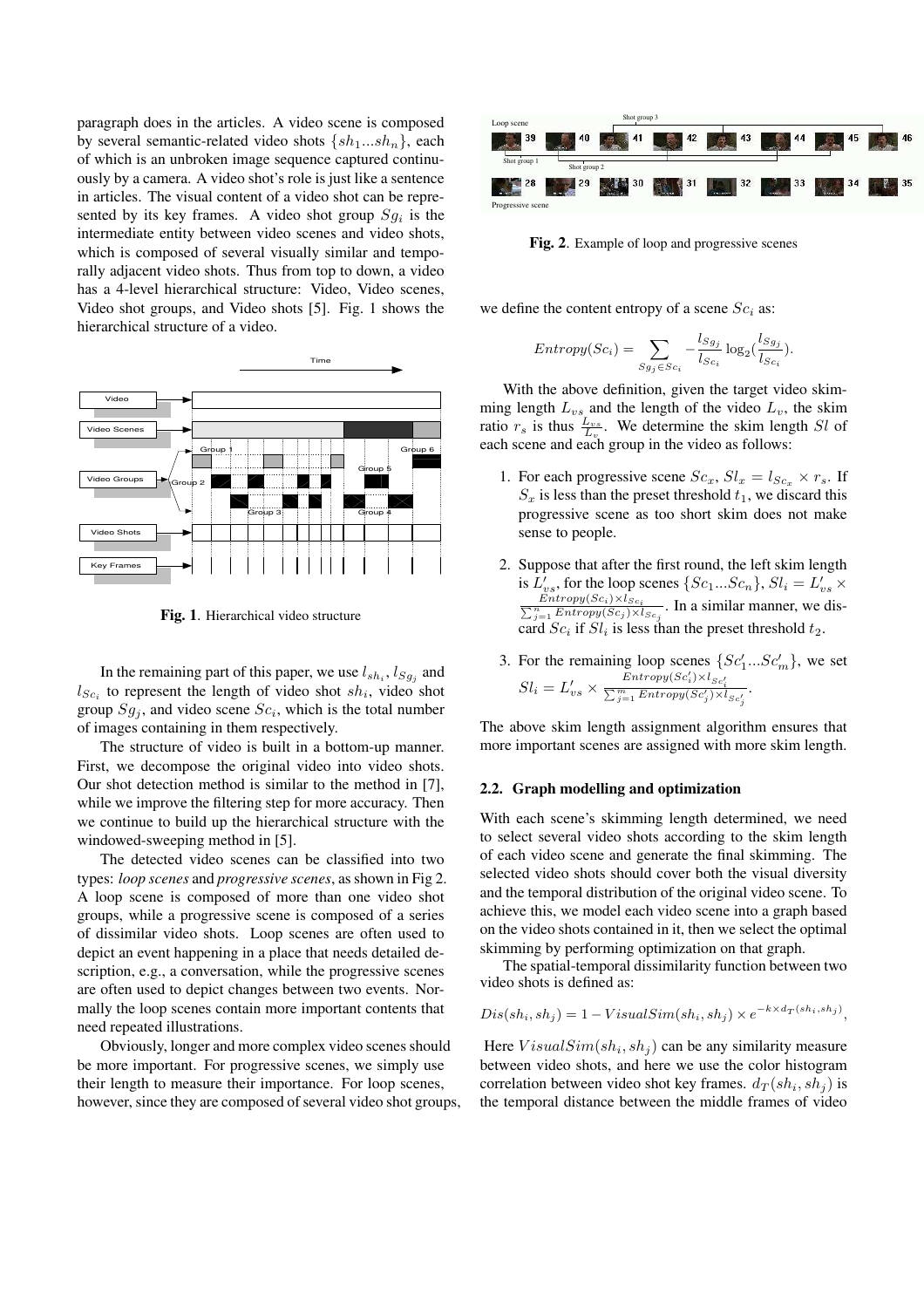paragraph does in the articles. A video scene is composed by several semantic-related video shots $\{sh_1...sh_n\}$, each of which is an unbroken image sequence captured continuously by a camera. A video shot's role is just like a sentence in articles. The visual content of a video shot can be represented by its key frames. A video shot group $Sg_i$ is the intermediate entity between video scenes and video shots, which is composed of several visually similar and temporally adjacent video shots. Thus from top to down, a video has a 4-level hierarchical structure: Video, Video scenes, Video shot groups, and Video shots [5]. Fig. 1 shows the hierarchical structure of a video.

**Fig. 1**. Hierarchical video structure

In the remaining part of this paper, we use $l_{sh_i}$, $l_{Sg_j}$ and $l_{Sc_i}$ to represent the length of video shot $sh_i$, video shot group $Sg_j$, and video scene $Sc_i$, which is the total number of images containing in them respectively.

The structure of video is built in a bottom-up manner. First, we decompose the original video into video shots. Our shot detection method is similar to the method in [7], while we improve the filtering step for more accuracy. Then we continue to build up the hierarchical structure with the windowed-sweeping method in [5].

The detected video scenes can be classified into two types: *loop scenes* and *progressive scenes*, as shown in Fig 2. A loop scene is composed of more than one video shot groups, while a progressive scene is composed of a series of dissimilar video shots. Loop scenes are often used to depict an event happening in a place that needs detailed description, e.g., a conversation, while the progressive scenes are often used to depict changes between two events. Normally the loop scenes contain more important contents that need repeated illustrations.

Obviously, longer and more complex video scenes should be more important. For progressive scenes, we simply use their length to measure their importance. For loop scenes, however, since they are composed of several video shot groups, we define the content entropy of a scene $Sc_i$ as:

**Fig. 2**. Example of loop and progressive scenes

$$Entropy(Sc_i) = \sum_{Sg_j \in Sc_i} -\frac{l_{Sg_j}}{l_{Sc_i}} \log_2(\frac{l_{Sg_j}}{l_{Sc_i}}).$$

With the above definition, given the target video skimming length $L_{vs}$ and the length of the video $L_v$, the skim ratio $r_s$ is thus $\frac{L_{vs}}{L_v}$. We determine the skim length $Sl$ of each scene and each group in the video as follows:

1. For each progressive scene $Sc_x$, $Sl_x = l_{Sc_x} \times r_s$. If $S_x$ is less than the preset threshold $t_1$, we discard this progressive scene as too short skim does not make sense to people.
2. Suppose that after the first round, the left skim length is $L'_{vs}$, for the loop scenes $\{Sc_1...Sc_n\}$, $Sl_i = L'_{vs} \times \frac{Entropy(Sc_i) \times l_{Sc_i}}{\sum_{j=1}^{n} Entropy(Sc_j) \times l_{Sc_j}}$. In a similar manner, we discard $Sc_i$ if $Sl_i$ is less than the preset threshold $t_2$.
3. For the remaining loop scenes $\{Sc'_1...Sc'_m\}$, we set $Sl_i = L'_{vs} \times \frac{Entropy(Sc'_i) \times l_{Sc'_i}}{\sum_{j=1}^{m} Entropy(Sc'_j) \times l_{Sc'_j}}$.

The above skim length assignment algorithm ensures that more important scenes are assigned with more skim length.

### 2.2. Graph modelling and optimization

With each scene's skimming length determined, we need to select several video shots according to the skim length of each video scene and generate the final skimming. The selected video shots should cover both the visual diversity and the temporal distribution of the original video scene. To achieve this, we model each video scene into a graph based on the video shots contained in it, then we select the optimal skimming by performing optimization on that graph.

The spatial-temporal dissimilarity function between two video shots is defined as:

$$Dis(sh_i, sh_j) = 1 - VisualSim(sh_i, sh_j) \times e^{-k \times d_T(sh_i, sh_j)},$$

Here $VisualSim(sh_i, sh_j)$ can be any similarity measure between video shots, and here we use the color histogram correlation between video shot key frames. $d_T(sh_i, sh_j)$ is the temporal distance between the middle frames of video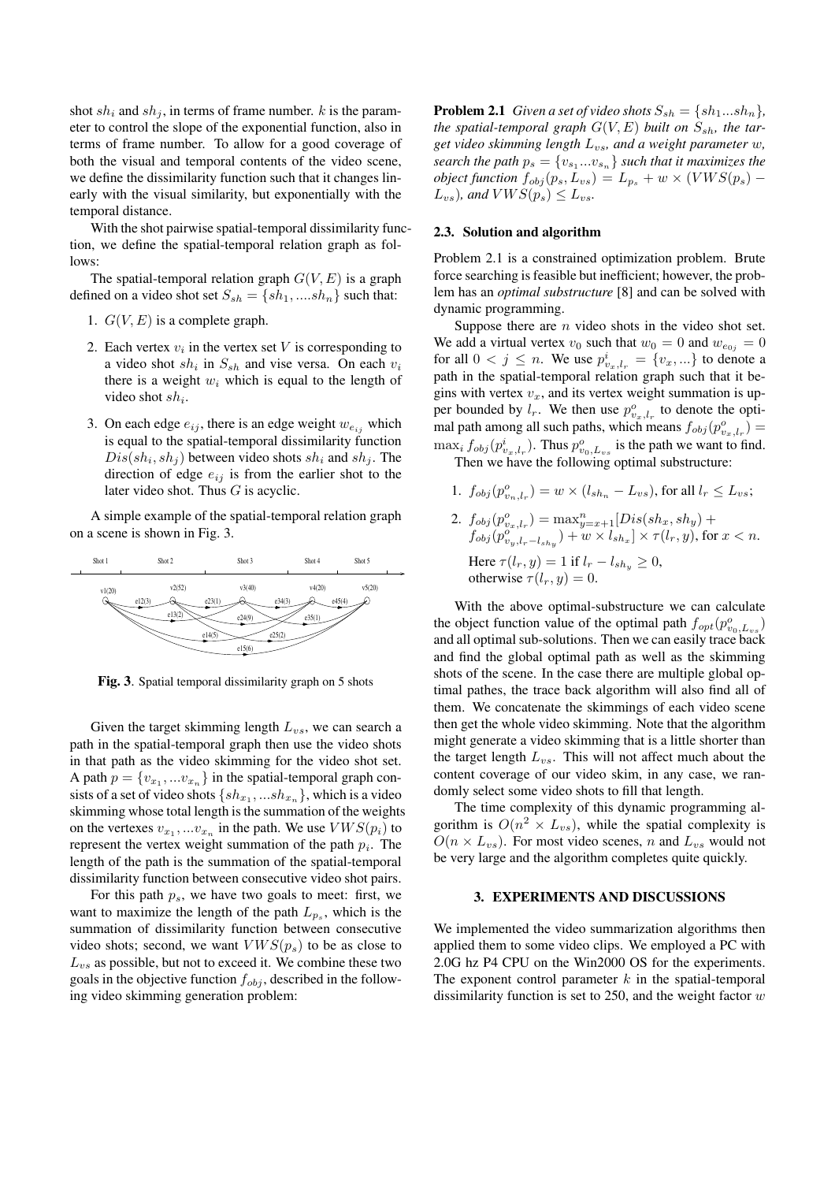shot $sh_i$ and $sh_j$, in terms of frame number. $k$ is the parameter to control the slope of the exponential function, also in terms of frame number. To allow for a good coverage of both the visual and temporal contents of the video scene, we define the dissimilarity function such that it changes linearly with the visual similarity, but exponentially with the temporal distance.

With the shot pairwise spatial-temporal dissimilarity function, we define the spatial-temporal relation graph as follows:

The spatial-temporal relation graph $G(V, E)$ is a graph defined on a video shot set $S_{sh} = \{sh_1, ....sh_n\}$ such that:

1. $G(V, E)$ is a complete graph.
2. Each vertex $v_i$ in the vertex set $V$ is corresponding to a video shot $sh_i$ in $S_{sh}$ and vise versa. On each $v_i$ there is a weight $w_i$ which is equal to the length of video shot $sh_i$.
3. On each edge $e_{ij}$, there is an edge weight $w_{e_{ij}}$ which is equal to the spatial-temporal dissimilarity function $Dis(sh_i, sh_j)$ between video shots $sh_i$ and $sh_j$. The direction of edge $e_{ij}$ is from the earlier shot to the later video shot. Thus $G$ is acyclic.

A simple example of the spatial-temporal relation graph on a scene is shown in Fig. 3.

**Fig. 3**. Spatial temporal dissimilarity graph on 5 shots

Given the target skimming length $L_{vs}$, we can search a path in the spatial-temporal graph then use the video shots in that path as the video skimming for the video shot set. A path $p = \{v_{x_1}, ...v_{x_n}\}$ in the spatial-temporal graph consists of a set of video shots $\{sh_{x_1}, ...sh_{x_n}\}$, which is a video skimming whose total length is the summation of the weights on the vertexes $v_{x_1}, ...v_{x_n}$ in the path. We use $VWS(p_i)$ to represent the vertex weight summation of the path $p_i$. The length of the path is the summation of the spatial-temporal dissimilarity function between consecutive video shot pairs.

For this path $p_s$, we have two goals to meet: first, we want to maximize the length of the path $L_{p_s}$, which is the summation of dissimilarity function between consecutive video shots; second, we want $VWS(p_s)$ to be as close to $L_{vs}$ as possible, but not to exceed it. We combine these two goals in the objective function $f_{obj}$, described in the following video skimming generation problem:

**Problem 2.1** *Given a set of video shots $S_{sh} = \{sh_1...sh_n\}$, the spatial-temporal graph $G(V, E)$ built on $S_{sh}$, the target video skimming length $L_{vs}$, and a weight parameter $w$, search the path $p_s = \{v_{s_1}...v_{s_n}\}$ such that it maximizes the object function $f_{obj}(p_s, L_{vs}) = L_{p_s} + w \times (VWS(p_s) - L_{vs})$, and $VWS(p_s) \leq L_{vs}$.*

### 2.3. Solution and algorithm

Problem 2.1 is a constrained optimization problem. Brute force searching is feasible but inefficient; however, the problem has an *optimal substructure* [8] and can be solved with dynamic programming.

Suppose there are $n$ video shots in the video shot set. We add a virtual vertex $v_0$ such that $w_0 = 0$ and $w_{e_{0j}} = 0$ for all $0 < j \leq n$. We use $p^i_{v_x, l_r} = \{v_x, ...\}$ to denote a path in the spatial-temporal relation graph such that it begins with vertex $v_x$, and its vertex weight summation is upper bounded by $l_r$. We then use $p^o_{v_x, l_r}$ to denote the optimal path among all such paths, which means $f_{obj}(p^o_{v_x, l_r}) = \max_i f_{obj}(p^i_{v_x, l_r})$. Thus $p^o_{v_0, L_{vs}}$ is the path we want to find.

Then we have the following optimal substructure:

1. $f_{obj}(p^o_{v_n, l_r}) = w \times (l_{sh_n} - L_{vs})$, for all $l_r \leq L_{vs}$;
2. $f_{obj}(p^o_{v_x, l_r}) = \max_{y=x+1}^{n}[Dis(sh_x, sh_y) + f_{obj}(p^o_{v_y, l_r - l_{sh_y}}) + w \times l_{sh_x}] \times \tau(l_r, y)$, for $x < n$.

   Here $\tau(l_r, y) = 1$ if $l_r - l_{sh_y} \geq 0$, otherwise $\tau(l_r, y) = 0$.

With the above optimal-substructure we can calculate the object function value of the optimal path $f_{opt}(p^o_{v_0, L_{vs}})$ and all optimal sub-solutions. Then we can easily trace back and find the global optimal path as well as the skimming shots of the scene. In the case there are multiple global optimal pathes, the trace back algorithm will also find all of them. We concatenate the skimmings of each video scene then get the whole video skimming. Note that the algorithm might generate a video skimming that is a little shorter than the target length $L_{vs}$. This will not affect much about the content coverage of our video skim, in any case, we randomly select some video shots to fill that length.

The time complexity of this dynamic programming algorithm is $O(n^2 \times L_{vs})$, while the spatial complexity is $O(n \times L_{vs})$. For most video scenes, $n$ and $L_{vs}$ would not be very large and the algorithm completes quite quickly.

## 3. EXPERIMENTS AND DISCUSSIONS

We implemented the video summarization algorithms then applied them to some video clips. We employed a PC with 2.0G hz P4 CPU on the Win2000 OS for the experiments. The exponent control parameter $k$ in the spatial-temporal dissimilarity function is set to 250, and the weight factor $w$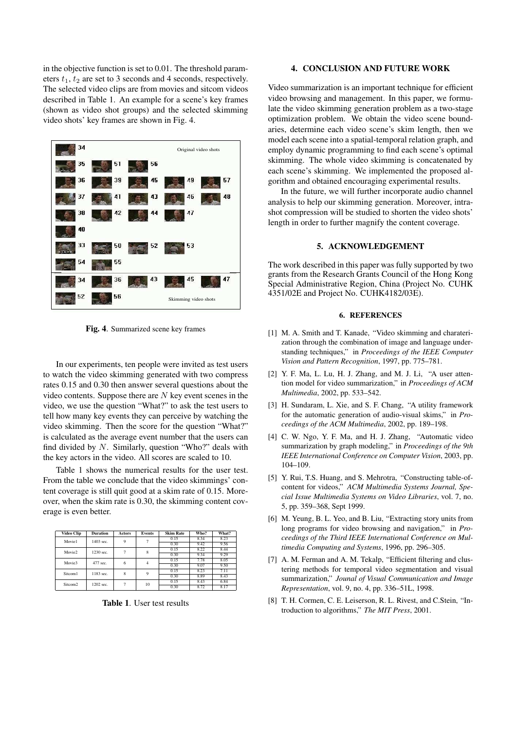in the objective function is set to 0.01. The threshold parameters $t_1$, $t_2$ are set to 3 seconds and 4 seconds, respectively. The selected video clips are from movies and sitcom videos described in Table 1. An example for a scene's key frames (shown as video shot groups) and the selected skimming video shots' key frames are shown in Fig. 4.

Original video shots

34

35 51 56

36 39 45 49 57

37 41 43 46 48

38 42 44 47

40

33 50 52 53

54 55

34 36 43 45 47

52 56

Skimming video shots

**Fig. 4**. Summarized scene key frames

In our experiments, ten people were invited as test users to watch the video skimming generated with two compress rates 0.15 and 0.30 then answer several questions about the video contents. Suppose there are $N$ key event scenes in the video, we use the question "What?" to ask the test users to tell how many key events they can perceive by watching the video skimming. Then the score for the question "What?" is calculated as the average event number that the users can find divided by $N$. Similarly, question "Who?" deals with the key actors in the video. All scores are scaled to 10.

Table 1 shows the numerical results for the user test. From the table we conclude that the video skimmings' content coverage is still quit good at a skim rate of 0.15. Moreover, when the skim rate is 0.30, the skimming content coverage is even better.

| Video Clip | Duration | Actors | Events | Skim Rate | Who? | What? |
|---|---|---|---|---|---|---|
| Movie1 | 1403 sec. | 9 | 7 | 0.15 | 8.34 | 8.23 |
| | | | | 0.30 | 9.42 | 9.56 |
| Movie2 | 1230 sec. | 7 | 8 | 0.15 | 8.22 | 8.44 |
| | | | | 0.30 | 9.34 | 9.29 |
| Movie3 | 477 sec. | 6 | 4 | 0.15 | 7.78 | 8.05 |
| | | | | 0.30 | 9.07 | 9.50 |
| Sitcom1 | 1183 sec. | 8 | 9 | 0.15 | 8.23 | 7.11 |
| | | | | 0.30 | 8.89 | 8.43 |
| Sitcom2 | 1202 sec. | 7 | 10 | 0.15 | 8.43 | 6.84 |
| | | | | 0.30 | 8.72 | 8.17 |

**Table 1**. User test results

## 4. CONCLUSION AND FUTURE WORK

Video summarization is an important technique for efficient video browsing and management. In this paper, we formulate the video skimming generation problem as a two-stage optimization problem. We obtain the video scene boundaries, determine each video scene's skim length, then we model each scene into a spatial-temporal relation graph, and employ dynamic programming to find each scene's optimal skimming. The whole video skimming is concatenated by each scene's skimming. We implemented the proposed algorithm and obtained encouraging experimental results.

In the future, we will further incorporate audio channel analysis to help our skimming generation. Moreover, intra-shot compression will be studied to shorten the video shots' length in order to further magnify the content coverage.

## 5. ACKNOWLEDGEMENT

The work described in this paper was fully supported by two grants from the Research Grants Council of the Hong Kong Special Administrative Region, China (Project No. CUHK 4351/02E and Project No. CUHK4182/03E).

## 6. REFERENCES

[1] M. A. Smith and T. Kanade, "Video skimming and charaterization through the combination of image and language understanding techniques," in *Proceedings of the IEEE Computer Vision and Pattern Recognition*, 1997, pp. 775–781.

[2] Y. F. Ma, L. Lu, H. J. Zhang, and M. J. Li, "A user attention model for video summarization," in *Proceedings of ACM Multimedia*, 2002, pp. 533–542.

[3] H. Sundaram, L. Xie, and S. F. Chang, "A utility framework for the automatic generation of audio-visual skims," in *Proceedings of the ACM Multimedia*, 2002, pp. 189–198.

[4] C. W. Ngo, Y. F. Ma, and H. J. Zhang, "Automatic video summarization by graph modeling," in *Proceedings of the 9th IEEE International Conference on Computer Vision*, 2003, pp. 104–109.

[5] Y. Rui, T.S. Huang, and S. Mehrotra, "Constructing table-of-content for videos," *ACM Multimedia Systems Journal, Special Issue Multimedia Systems on Video Libraries*, vol. 7, no. 5, pp. 359–368, Sept 1999.

[6] M. Yeung, B. L. Yeo, and B. Liu, "Extracting story units from long programs for video browsing and navigation," in *Proceedings of the Third IEEE International Conference on Multimedia Computing and Systems*, 1996, pp. 296–305.

[7] A. M. Ferman and A. M. Tekalp, "Efficient filtering and clustering methods for temporal video segmentation and visual summarization," *Journal of Visual Communication and Image Representation*, vol. 9, no. 4, pp. 336–51L, 1998.

[8] T. H. Cormen, C. E. Leiserson, R. L. Rivest, and C.Stein, "Introduction to algorithms," *The MIT Press*, 2001.